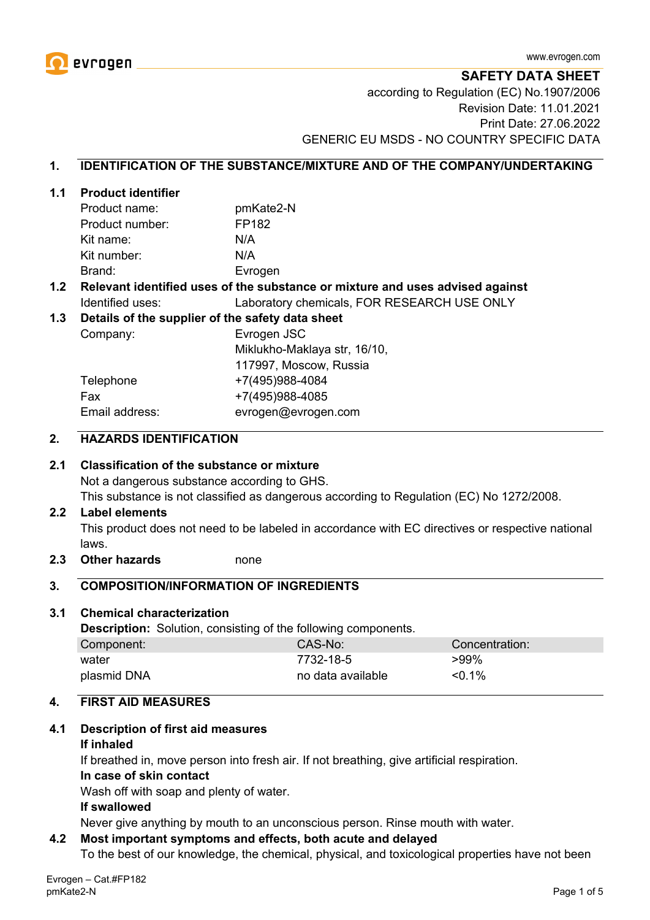www.evrogen.com

**SAFETY DATA SHEET**

according to Regulation (EC) No.1907/2006
Revision Date: 11.01.2021
Print Date: 27.06.2022
GENERIC EU MSDS - NO COUNTRY SPECIFIC DATA

## 1. IDENTIFICATION OF THE SUBSTANCE/MIXTURE AND OF THE COMPANY/UNDERTAKING

### 1.1 Product identifier

| | |
|---|---|
| Product name: | pmKate2-N |
| Product number: | FP182 |
| Kit name: | N/A |
| Kit number: | N/A |
| Brand: | Evrogen |

### 1.2 Relevant identified uses of the substance or mixture and uses advised against

Identified uses: Laboratory chemicals, FOR RESEARCH USE ONLY

### 1.3 Details of the supplier of the safety data sheet

| | |
|---|---|
| Company: | Evrogen JSC<br>Miklukho-Maklaya str, 16/10,<br>117997, Moscow, Russia |
| Telephone | +7(495)988-4084 |
| Fax | +7(495)988-4085 |
| Email address: | evrogen@evrogen.com |

## 2. HAZARDS IDENTIFICATION

### 2.1 Classification of the substance or mixture

Not a dangerous substance according to GHS.
This substance is not classified as dangerous according to Regulation (EC) No 1272/2008.

### 2.2 Label elements

This product does not need to be labeled in accordance with EC directives or respective national laws.

### 2.3 Other hazards

none

## 3. COMPOSITION/INFORMATION OF INGREDIENTS

### 3.1 Chemical characterization

**Description:** Solution, consisting of the following components.

| Component: | CAS-No: | Concentration: |
|---|---|---|
| water | 7732-18-5 | >99% |
| plasmid DNA | no data available | <0.1% |

## 4. FIRST AID MEASURES

### 4.1 Description of first aid measures

**If inhaled**

If breathed in, move person into fresh air. If not breathing, give artificial respiration.

**In case of skin contact**

Wash off with soap and plenty of water.

**If swallowed**

Never give anything by mouth to an unconscious person. Rinse mouth with water.

### 4.2 Most important symptoms and effects, both acute and delayed

To the best of our knowledge, the chemical, physical, and toxicological properties have not been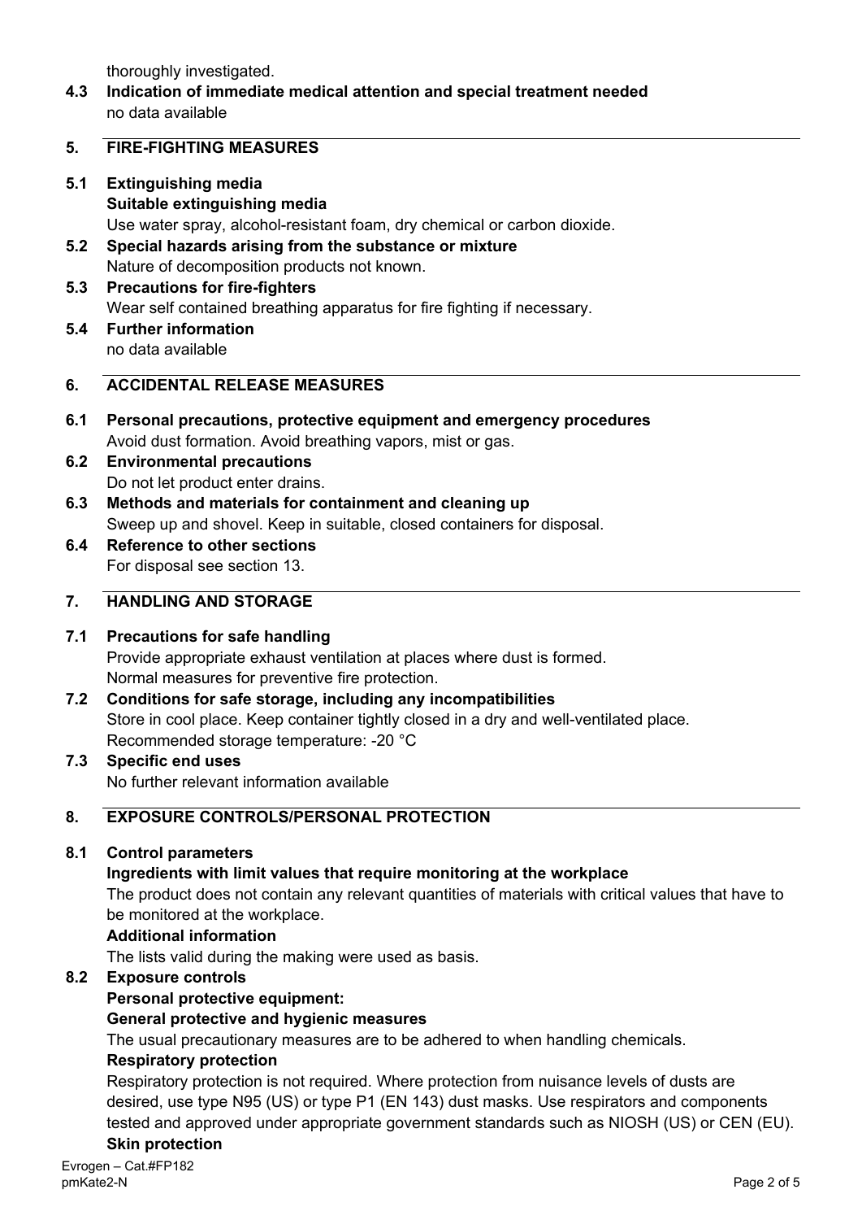thoroughly investigated.

**4.3 Indication of immediate medical attention and special treatment needed**

no data available

## 5. FIRE-FIGHTING MEASURES

**5.1 Extinguishing media**

**Suitable extinguishing media**

Use water spray, alcohol-resistant foam, dry chemical or carbon dioxide.

**5.2 Special hazards arising from the substance or mixture**

Nature of decomposition products not known.

**5.3 Precautions for fire-fighters**

Wear self contained breathing apparatus for fire fighting if necessary.

**5.4 Further information**

no data available

## 6. ACCIDENTAL RELEASE MEASURES

**6.1 Personal precautions, protective equipment and emergency procedures**

Avoid dust formation. Avoid breathing vapors, mist or gas.

**6.2 Environmental precautions**

Do not let product enter drains.

**6.3 Methods and materials for containment and cleaning up**

Sweep up and shovel. Keep in suitable, closed containers for disposal.

**6.4 Reference to other sections**

For disposal see section 13.

## 7. HANDLING AND STORAGE

**7.1 Precautions for safe handling**

Provide appropriate exhaust ventilation at places where dust is formed.
Normal measures for preventive fire protection.

**7.2 Conditions for safe storage, including any incompatibilities**

Store in cool place. Keep container tightly closed in a dry and well-ventilated place.
Recommended storage temperature: -20 °C

**7.3 Specific end uses**

No further relevant information available

## 8. EXPOSURE CONTROLS/PERSONAL PROTECTION

**8.1 Control parameters**

**Ingredients with limit values that require monitoring at the workplace**

The product does not contain any relevant quantities of materials with critical values that have to be monitored at the workplace.

**Additional information**

The lists valid during the making were used as basis.

**8.2 Exposure controls**

**Personal protective equipment:**

**General protective and hygienic measures**

The usual precautionary measures are to be adhered to when handling chemicals.

**Respiratory protection**

Respiratory protection is not required. Where protection from nuisance levels of dusts are desired, use type N95 (US) or type P1 (EN 143) dust masks. Use respirators and components tested and approved under appropriate government standards such as NIOSH (US) or CEN (EU).

**Skin protection**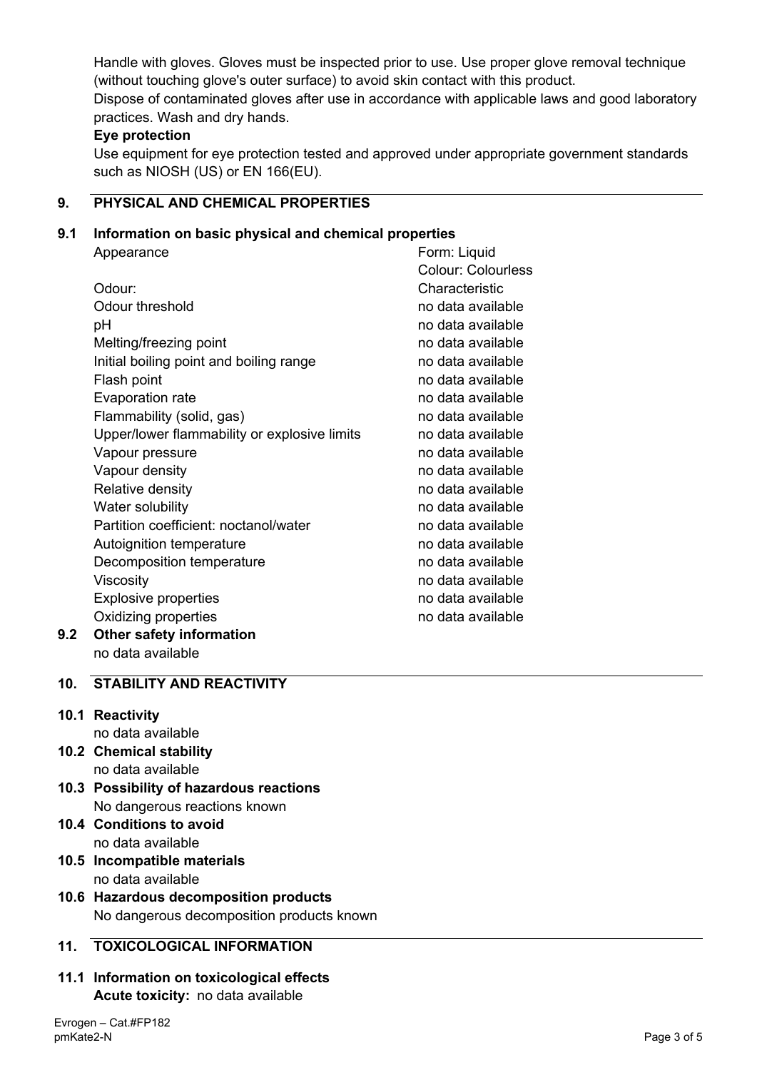Handle with gloves. Gloves must be inspected prior to use. Use proper glove removal technique (without touching glove's outer surface) to avoid skin contact with this product.
Dispose of contaminated gloves after use in accordance with applicable laws and good laboratory practices. Wash and dry hands.

**Eye protection**

Use equipment for eye protection tested and approved under appropriate government standards such as NIOSH (US) or EN 166(EU).

## 9. PHYSICAL AND CHEMICAL PROPERTIES

### 9.1 Information on basic physical and chemical properties

| | |
|---|---|
| Appearance | Form: Liquid<br>Colour: Colourless |
| Odour: | Characteristic |
| Odour threshold | no data available |
| pH | no data available |
| Melting/freezing point | no data available |
| Initial boiling point and boiling range | no data available |
| Flash point | no data available |
| Evaporation rate | no data available |
| Flammability (solid, gas) | no data available |
| Upper/lower flammability or explosive limits | no data available |
| Vapour pressure | no data available |
| Vapour density | no data available |
| Relative density | no data available |
| Water solubility | no data available |
| Partition coefficient: noctanol/water | no data available |
| Autoignition temperature | no data available |
| Decomposition temperature | no data available |
| Viscosity | no data available |
| Explosive properties | no data available |
| Oxidizing properties | no data available |

### 9.2 Other safety information

no data available

## 10. STABILITY AND REACTIVITY

### 10.1 Reactivity

no data available

### 10.2 Chemical stability

no data available

### 10.3 Possibility of hazardous reactions

No dangerous reactions known

### 10.4 Conditions to avoid

no data available

### 10.5 Incompatible materials

no data available

### 10.6 Hazardous decomposition products

No dangerous decomposition products known

## 11. TOXICOLOGICAL INFORMATION

### 11.1 Information on toxicological effects

**Acute toxicity:** no data available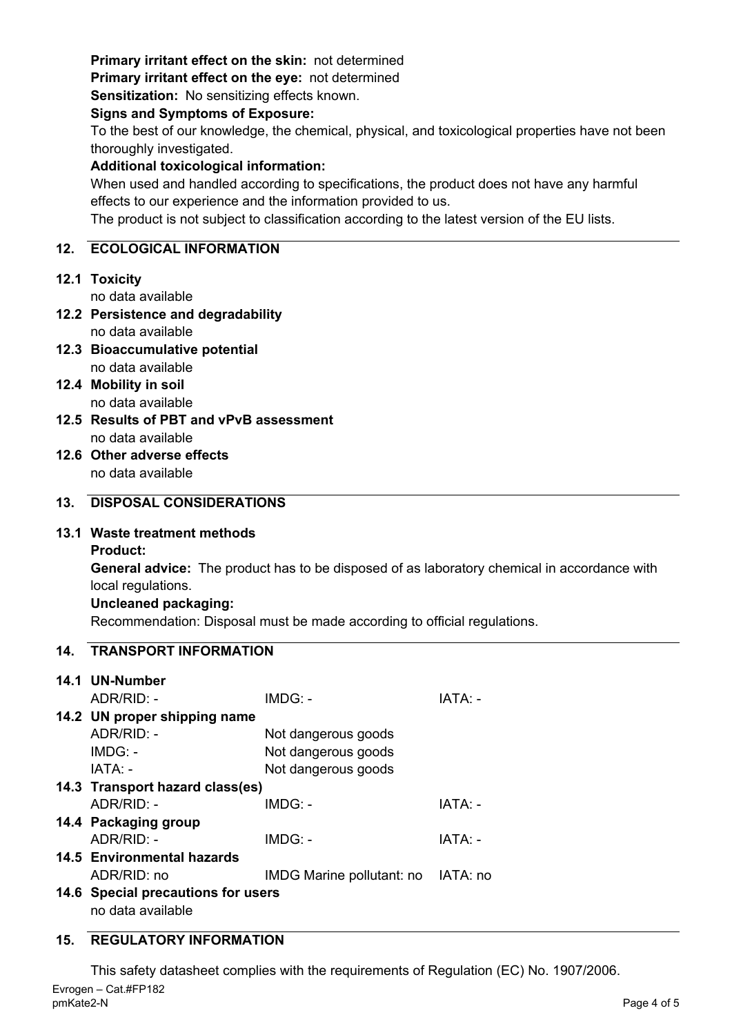**Primary irritant effect on the skin:** not determined
**Primary irritant effect on the eye:** not determined
**Sensitization:** No sensitizing effects known.
**Signs and Symptoms of Exposure:**
To the best of our knowledge, the chemical, physical, and toxicological properties have not been thoroughly investigated.
**Additional toxicological information:**
When used and handled according to specifications, the product does not have any harmful effects to our experience and the information provided to us.
The product is not subject to classification according to the latest version of the EU lists.

## 12. ECOLOGICAL INFORMATION

**12.1 Toxicity**
no data available

**12.2 Persistence and degradability**
no data available

**12.3 Bioaccumulative potential**
no data available

**12.4 Mobility in soil**
no data available

**12.5 Results of PBT and vPvB assessment**
no data available

**12.6 Other adverse effects**
no data available

## 13. DISPOSAL CONSIDERATIONS

**13.1 Waste treatment methods**

**Product:**

**General advice:** The product has to be disposed of as laboratory chemical in accordance with local regulations.

**Uncleaned packaging:**

Recommendation: Disposal must be made according to official regulations.

## 14. TRANSPORT INFORMATION

**14.1 UN-Number**

| ADR/RID: - | IMDG: - | IATA: - |
|---|---|---|

**14.2 UN proper shipping name**

| ADR/RID: - | Not dangerous goods |
|---|---|
| IMDG: - | Not dangerous goods |
| IATA: - | Not dangerous goods |

**14.3 Transport hazard class(es)**

| ADR/RID: - | IMDG: - | IATA: - |
|---|---|---|

**14.4 Packaging group**

| ADR/RID: - | IMDG: - | IATA: - |
|---|---|---|

**14.5 Environmental hazards**

| ADR/RID: no | IMDG Marine pollutant: no | IATA: no |
|---|---|---|

**14.6 Special precautions for users**
no data available

## 15. REGULATORY INFORMATION

This safety datasheet complies with the requirements of Regulation (EC) No. 1907/2006.

Evrogen – Cat.#FP182
pmKate2-N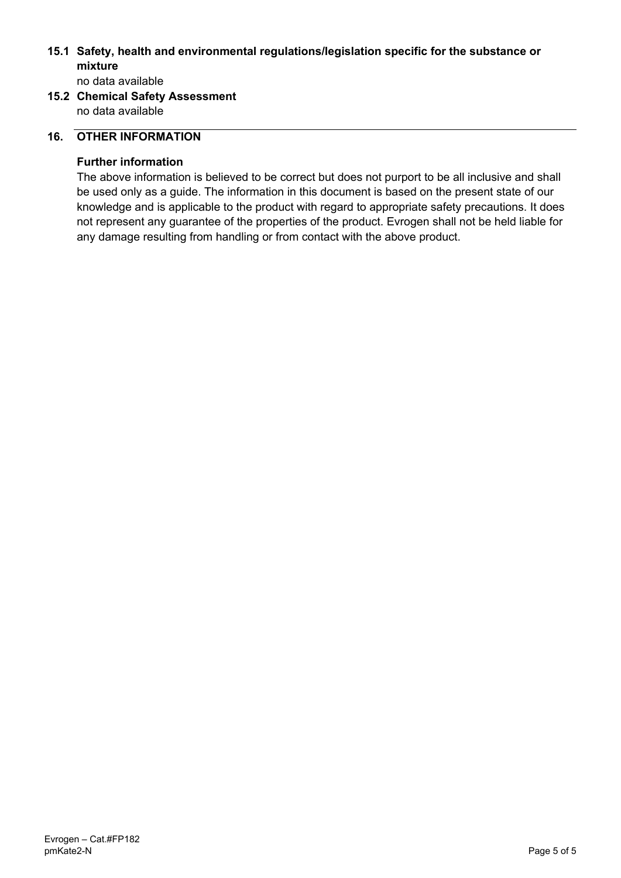### 15.1 Safety, health and environmental regulations/legislation specific for the substance or mixture

no data available

### 15.2 Chemical Safety Assessment

no data available

## 16. OTHER INFORMATION

**Further information**

The above information is believed to be correct but does not purport to be all inclusive and shall be used only as a guide. The information in this document is based on the present state of our knowledge and is applicable to the product with regard to appropriate safety precautions. It does not represent any guarantee of the properties of the product. Evrogen shall not be held liable for any damage resulting from handling or from contact with the above product.